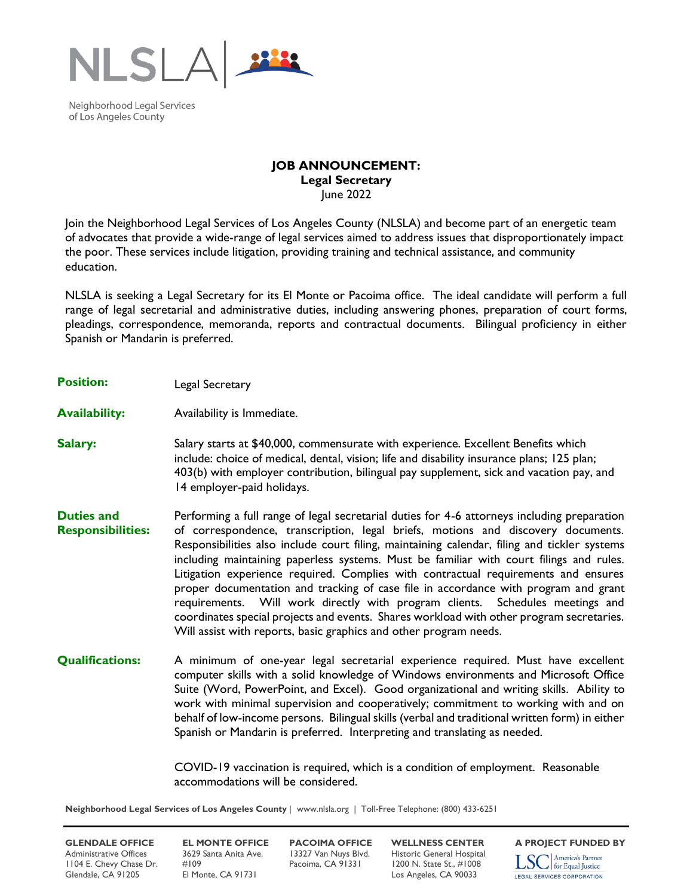NLSLA

Neighborhood Legal Services of Los Angeles County

# JOB ANNOUNCEMENT:
## Legal Secretary
June 2022

Join the Neighborhood Legal Services of Los Angeles County (NLSLA) and become part of an energetic team of advocates that provide a wide-range of legal services aimed to address issues that disproportionately impact the poor. These services include litigation, providing training and technical assistance, and community education.

NLSLA is seeking a Legal Secretary for its El Monte or Pacoima office. The ideal candidate will perform a full range of legal secretarial and administrative duties, including answering phones, preparation of court forms, pleadings, correspondence, memoranda, reports and contractual documents. Bilingual proficiency in either Spanish or Mandarin is preferred.

**Position:** Legal Secretary

**Availability:** Availability is Immediate.

**Salary:** Salary starts at $40,000, commensurate with experience. Excellent Benefits which include: choice of medical, dental, vision; life and disability insurance plans; 125 plan; 403(b) with employer contribution, bilingual pay supplement, sick and vacation pay, and 14 employer-paid holidays.

**Duties and Responsibilities:** Performing a full range of legal secretarial duties for 4-6 attorneys including preparation of correspondence, transcription, legal briefs, motions and discovery documents. Responsibilities also include court filing, maintaining calendar, filing and tickler systems including maintaining paperless systems. Must be familiar with court filings and rules. Litigation experience required. Complies with contractual requirements and ensures proper documentation and tracking of case file in accordance with program and grant requirements. Will work directly with program clients. Schedules meetings and coordinates special projects and events. Shares workload with other program secretaries. Will assist with reports, basic graphics and other program needs.

**Qualifications:** A minimum of one-year legal secretarial experience required. Must have excellent computer skills with a solid knowledge of Windows environments and Microsoft Office Suite (Word, PowerPoint, and Excel). Good organizational and writing skills. Ability to work with minimal supervision and cooperatively; commitment to working with and on behalf of low-income persons. Bilingual skills (verbal and traditional written form) in either Spanish or Mandarin is preferred. Interpreting and translating as needed.

COVID-19 vaccination is required, which is a condition of employment. Reasonable accommodations will be considered.

**Neighborhood Legal Services of Los Angeles County** | www.nlsla.org | Toll-Free Telephone: (800) 433-6251

**GLENDALE OFFICE**
Administrative Offices
1104 E. Chevy Chase Dr.
Glendale, CA 91205

**EL MONTE OFFICE**
3629 Santa Anita Ave. #109
El Monte, CA 91731

**PACOIMA OFFICE**
13327 Van Nuys Blvd.
Pacoima, CA 91331

**WELLNESS CENTER**
Historic General Hospital
1200 N. State St., #1008
Los Angeles, CA 90033

**A PROJECT FUNDED BY**
LSC America's Partner for Equal Justice
LEGAL SERVICES CORPORATION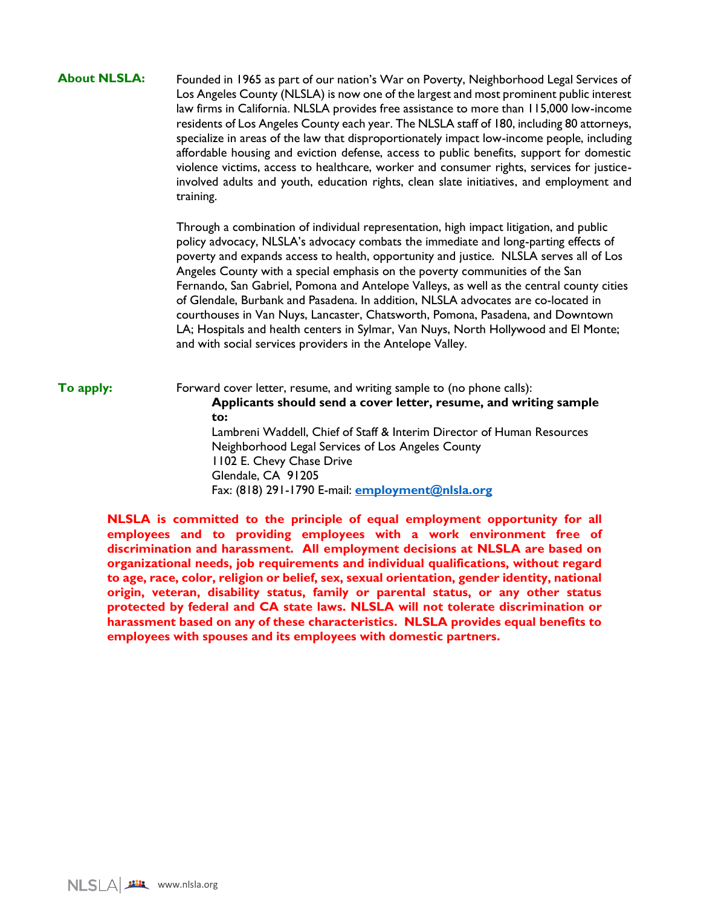**About NLSLA:**

Founded in 1965 as part of our nation's War on Poverty, Neighborhood Legal Services of Los Angeles County (NLSLA) is now one of the largest and most prominent public interest law firms in California. NLSLA provides free assistance to more than 115,000 low-income residents of Los Angeles County each year. The NLSLA staff of 180, including 80 attorneys, specialize in areas of the law that disproportionately impact low-income people, including affordable housing and eviction defense, access to public benefits, support for domestic violence victims, access to healthcare, worker and consumer rights, services for justice-involved adults and youth, education rights, clean slate initiatives, and employment and training.

Through a combination of individual representation, high impact litigation, and public policy advocacy, NLSLA's advocacy combats the immediate and long-parting effects of poverty and expands access to health, opportunity and justice. NLSLA serves all of Los Angeles County with a special emphasis on the poverty communities of the San Fernando, San Gabriel, Pomona and Antelope Valleys, as well as the central county cities of Glendale, Burbank and Pasadena. In addition, NLSLA advocates are co-located in courthouses in Van Nuys, Lancaster, Chatsworth, Pomona, Pasadena, and Downtown LA; Hospitals and health centers in Sylmar, Van Nuys, North Hollywood and El Monte; and with social services providers in the Antelope Valley.

**To apply:**

Forward cover letter, resume, and writing sample to (no phone calls):

**Applicants should send a cover letter, resume, and writing sample to:**
Lambreni Waddell, Chief of Staff & Interim Director of Human Resources
Neighborhood Legal Services of Los Angeles County
1102 E. Chevy Chase Drive
Glendale, CA 91205
Fax: (818) 291-1790 E-mail: **employment@nlsla.org**

**NLSLA is committed to the principle of equal employment opportunity for all employees and to providing employees with a work environment free of discrimination and harassment. All employment decisions at NLSLA are based on organizational needs, job requirements and individual qualifications, without regard to age, race, color, religion or belief, sex, sexual orientation, gender identity, national origin, veteran, disability status, family or parental status, or any other status protected by federal and CA state laws. NLSLA will not tolerate discrimination or harassment based on any of these characteristics. NLSLA provides equal benefits to employees with spouses and its employees with domestic partners.**